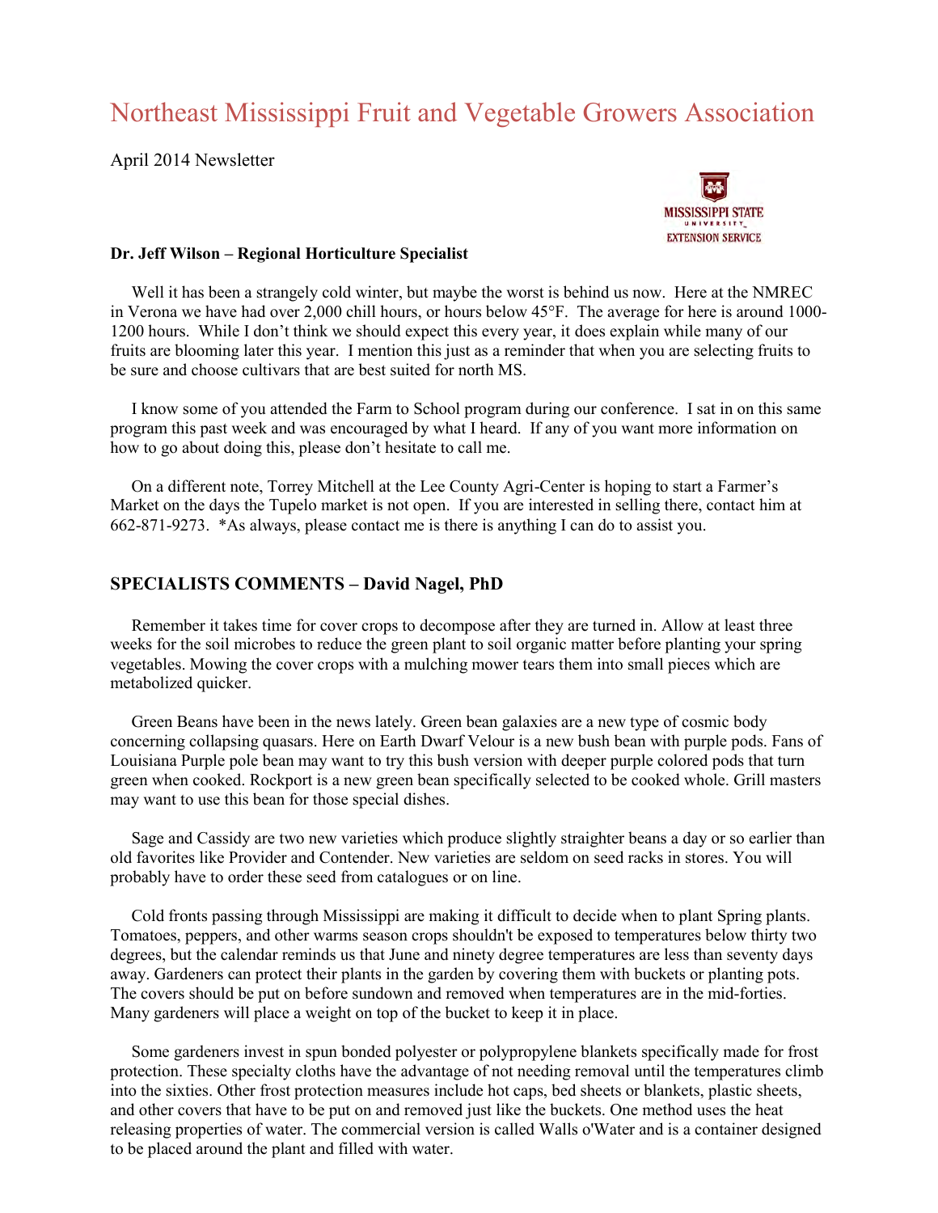# Northeast Mississippi Fruit and Vegetable Growers Association

April 2014 Newsletter

**Dr. Jeff Wilson – Regional Horticulture Specialist**

Well it has been a strangely cold winter, but maybe the worst is behind us now. Here at the NMREC in Verona we have had over 2,000 chill hours, or hours below 45°F. The average for here is around 1000-1200 hours. While I don't think we should expect this every year, it does explain while many of our fruits are blooming later this year. I mention this just as a reminder that when you are selecting fruits to be sure and choose cultivars that are best suited for north MS.

I know some of you attended the Farm to School program during our conference. I sat in on this same program this past week and was encouraged by what I heard. If any of you want more information on how to go about doing this, please don't hesitate to call me.

On a different note, Torrey Mitchell at the Lee County Agri-Center is hoping to start a Farmer's Market on the days the Tupelo market is not open. If you are interested in selling there, contact him at 662-871-9273. *As always, please contact me is there is anything I can do to assist you.

## SPECIALISTS COMMENTS – David Nagel, PhD

Remember it takes time for cover crops to decompose after they are turned in. Allow at least three weeks for the soil microbes to reduce the green plant to soil organic matter before planting your spring vegetables. Mowing the cover crops with a mulching mower tears them into small pieces which are metabolized quicker.

Green Beans have been in the news lately. Green bean galaxies are a new type of cosmic body concerning collapsing quasars. Here on Earth Dwarf Velour is a new bush bean with purple pods. Fans of Louisiana Purple pole bean may want to try this bush version with deeper purple colored pods that turn green when cooked. Rockport is a new green bean specifically selected to be cooked whole. Grill masters may want to use this bean for those special dishes.

Sage and Cassidy are two new varieties which produce slightly straighter beans a day or so earlier than old favorites like Provider and Contender. New varieties are seldom on seed racks in stores. You will probably have to order these seed from catalogues or on line.

Cold fronts passing through Mississippi are making it difficult to decide when to plant Spring plants. Tomatoes, peppers, and other warms season crops shouldn't be exposed to temperatures below thirty two degrees, but the calendar reminds us that June and ninety degree temperatures are less than seventy days away. Gardeners can protect their plants in the garden by covering them with buckets or planting pots. The covers should be put on before sundown and removed when temperatures are in the mid-forties. Many gardeners will place a weight on top of the bucket to keep it in place.

Some gardeners invest in spun bonded polyester or polypropylene blankets specifically made for frost protection. These specialty cloths have the advantage of not needing removal until the temperatures climb into the sixties. Other frost protection measures include hot caps, bed sheets or blankets, plastic sheets, and other covers that have to be put on and removed just like the buckets. One method uses the heat releasing properties of water. The commercial version is called Walls o'Water and is a container designed to be placed around the plant and filled with water.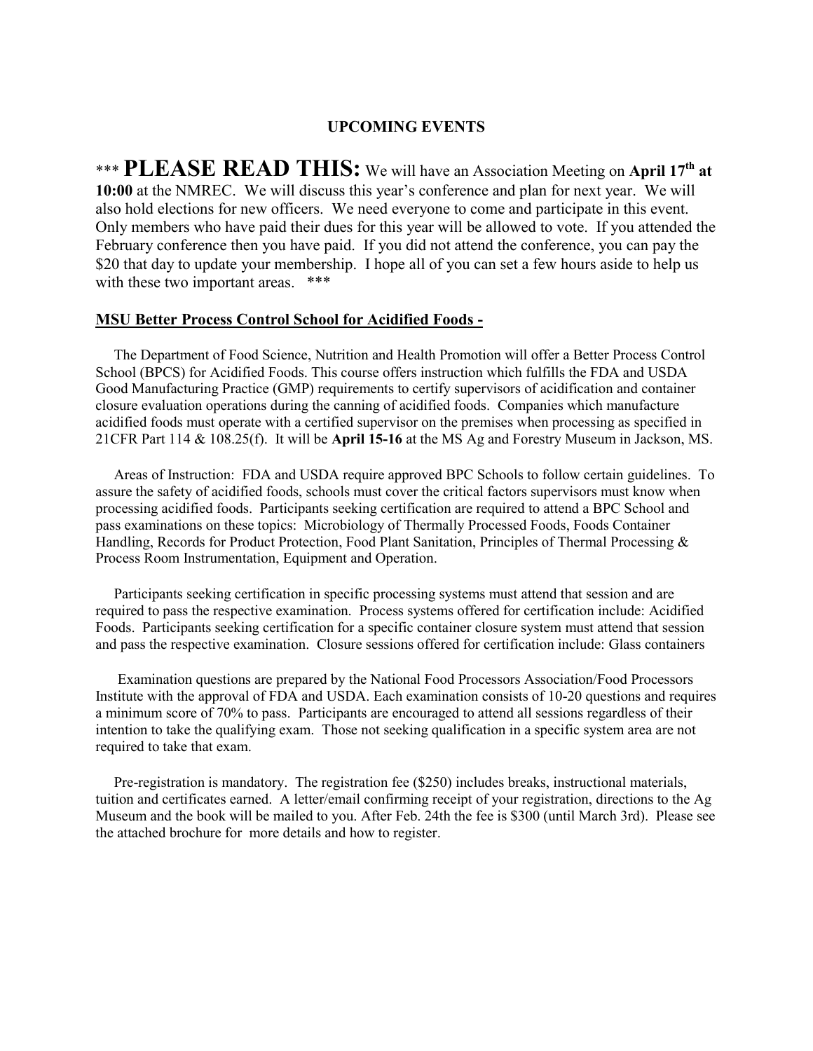## UPCOMING EVENTS

\*\*\* **PLEASE READ THIS:** We will have an Association Meeting on **April 17th at 10:00** at the NMREC. We will discuss this year's conference and plan for next year. We will also hold elections for new officers. We need everyone to come and participate in this event. Only members who have paid their dues for this year will be allowed to vote. If you attended the February conference then you have paid. If you did not attend the conference, you can pay the $20 that day to update your membership. I hope all of you can set a few hours aside to help us with these two important areas. \*\*\*

### MSU Better Process Control School for Acidified Foods -

The Department of Food Science, Nutrition and Health Promotion will offer a Better Process Control School (BPCS) for Acidified Foods. This course offers instruction which fulfills the FDA and USDA Good Manufacturing Practice (GMP) requirements to certify supervisors of acidification and container closure evaluation operations during the canning of acidified foods. Companies which manufacture acidified foods must operate with a certified supervisor on the premises when processing as specified in 21CFR Part 114 & 108.25(f). It will be **April 15-16** at the MS Ag and Forestry Museum in Jackson, MS.

Areas of Instruction: FDA and USDA require approved BPC Schools to follow certain guidelines. To assure the safety of acidified foods, schools must cover the critical factors supervisors must know when processing acidified foods. Participants seeking certification are required to attend a BPC School and pass examinations on these topics: Microbiology of Thermally Processed Foods, Foods Container Handling, Records for Product Protection, Food Plant Sanitation, Principles of Thermal Processing & Process Room Instrumentation, Equipment and Operation.

Participants seeking certification in specific processing systems must attend that session and are required to pass the respective examination. Process systems offered for certification include: Acidified Foods. Participants seeking certification for a specific container closure system must attend that session and pass the respective examination. Closure sessions offered for certification include: Glass containers

Examination questions are prepared by the National Food Processors Association/Food Processors Institute with the approval of FDA and USDA. Each examination consists of 10-20 questions and requires a minimum score of 70% to pass. Participants are encouraged to attend all sessions regardless of their intention to take the qualifying exam. Those not seeking qualification in a specific system area are not required to take that exam.

Pre-registration is mandatory. The registration fee ($250) includes breaks, instructional materials, tuition and certificates earned. A letter/email confirming receipt of your registration, directions to the Ag Museum and the book will be mailed to you. After Feb. 24th the fee is $300 (until March 3rd). Please see the attached brochure for more details and how to register.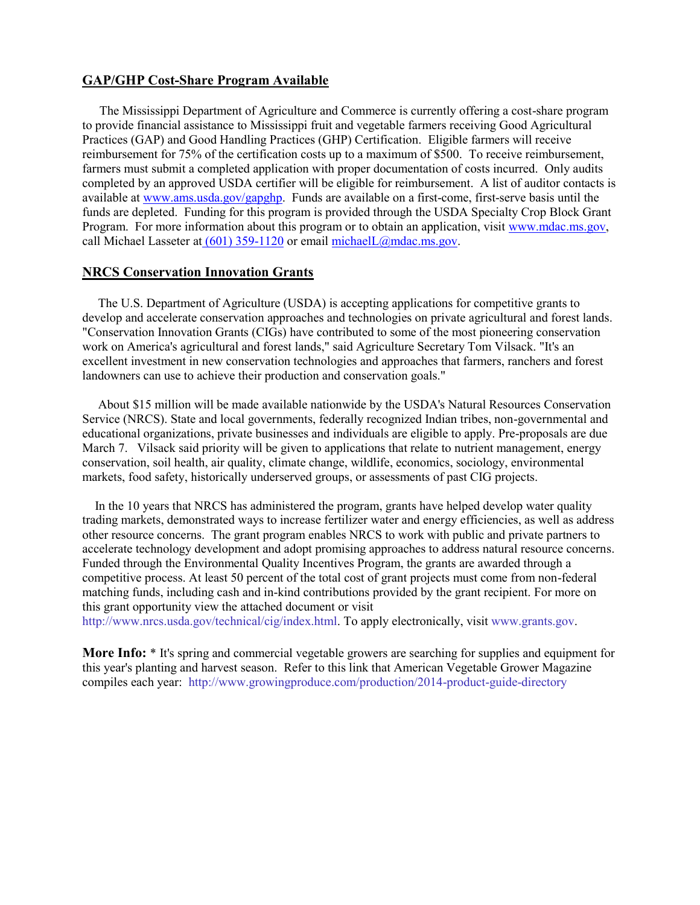## GAP/GHP Cost-Share Program Available

The Mississippi Department of Agriculture and Commerce is currently offering a cost-share program to provide financial assistance to Mississippi fruit and vegetable farmers receiving Good Agricultural Practices (GAP) and Good Handling Practices (GHP) Certification. Eligible farmers will receive reimbursement for 75% of the certification costs up to a maximum of $500. To receive reimbursement, farmers must submit a completed application with proper documentation of costs incurred. Only audits completed by an approved USDA certifier will be eligible for reimbursement. A list of auditor contacts is available at www.ams.usda.gov/gapghp. Funds are available on a first-come, first-serve basis until the funds are depleted. Funding for this program is provided through the USDA Specialty Crop Block Grant Program. For more information about this program or to obtain an application, visit www.mdac.ms.gov, call Michael Lasseter at (601) 359-1120 or email michaelL@mdac.ms.gov.

## NRCS Conservation Innovation Grants

The U.S. Department of Agriculture (USDA) is accepting applications for competitive grants to develop and accelerate conservation approaches and technologies on private agricultural and forest lands. "Conservation Innovation Grants (CIGs) have contributed to some of the most pioneering conservation work on America's agricultural and forest lands," said Agriculture Secretary Tom Vilsack. "It's an excellent investment in new conservation technologies and approaches that farmers, ranchers and forest landowners can use to achieve their production and conservation goals."

About $15 million will be made available nationwide by the USDA's Natural Resources Conservation Service (NRCS). State and local governments, federally recognized Indian tribes, non-governmental and educational organizations, private businesses and individuals are eligible to apply. Pre-proposals are due March 7. Vilsack said priority will be given to applications that relate to nutrient management, energy conservation, soil health, air quality, climate change, wildlife, economics, sociology, environmental markets, food safety, historically underserved groups, or assessments of past CIG projects.

In the 10 years that NRCS has administered the program, grants have helped develop water quality trading markets, demonstrated ways to increase fertilizer water and energy efficiencies, as well as address other resource concerns. The grant program enables NRCS to work with public and private partners to accelerate technology development and adopt promising approaches to address natural resource concerns. Funded through the Environmental Quality Incentives Program, the grants are awarded through a competitive process. At least 50 percent of the total cost of grant projects must come from non-federal matching funds, including cash and in-kind contributions provided by the grant recipient. For more on this grant opportunity view the attached document or visit http://www.nrcs.usda.gov/technical/cig/index.html. To apply electronically, visit www.grants.gov.

**More Info:** * It's spring and commercial vegetable growers are searching for supplies and equipment for this year's planting and harvest season. Refer to this link that American Vegetable Grower Magazine compiles each year: http://www.growingproduce.com/production/2014-product-guide-directory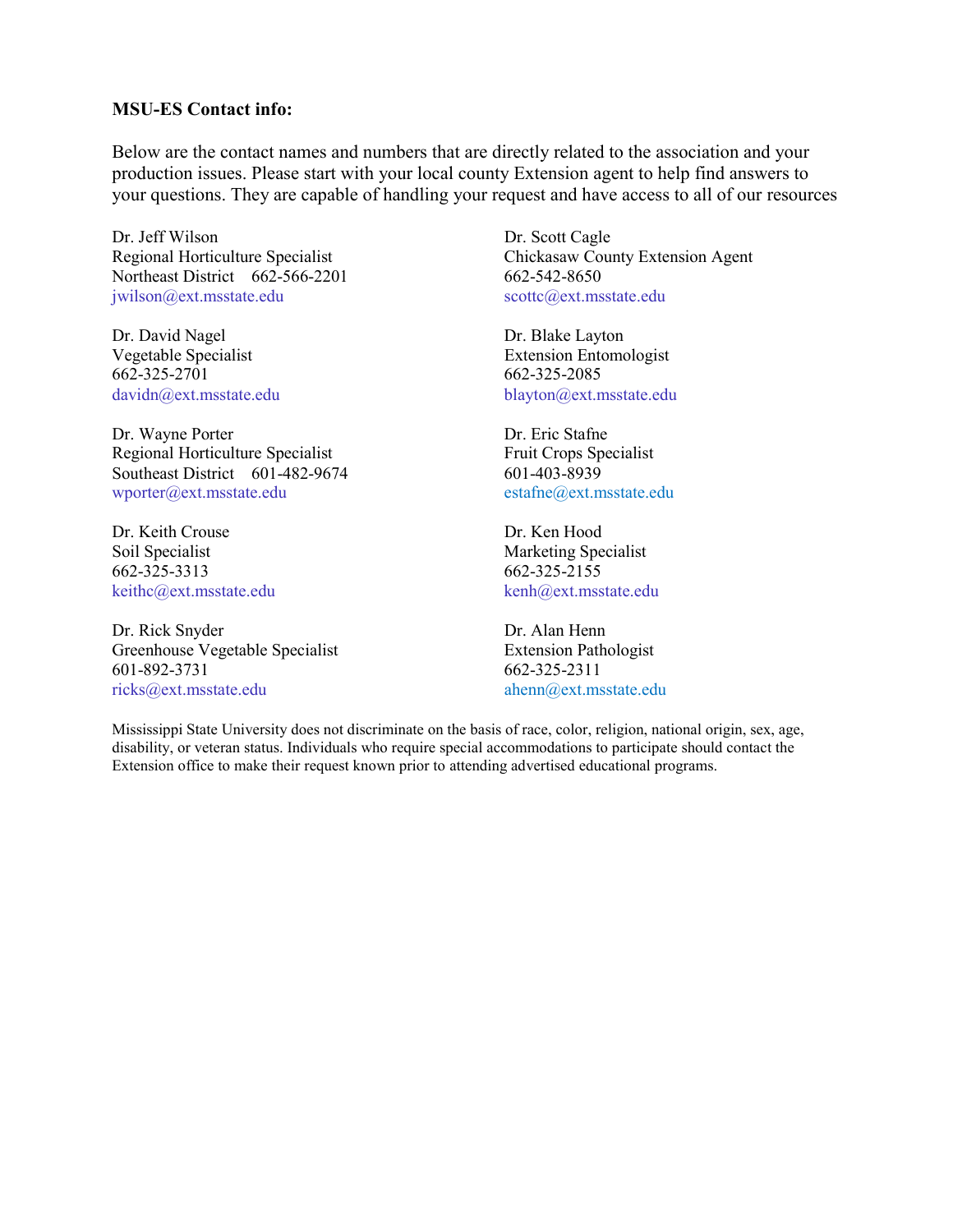**MSU-ES Contact info:**

Below are the contact names and numbers that are directly related to the association and your production issues. Please start with your local county Extension agent to help find answers to your questions. They are capable of handling your request and have access to all of our resources

Dr. Jeff Wilson
Regional Horticulture Specialist
Northeast District 662-566-2201
jwilson@ext.msstate.edu

Dr. David Nagel
Vegetable Specialist
662-325-2701
davidn@ext.msstate.edu

Dr. Wayne Porter
Regional Horticulture Specialist
Southeast District 601-482-9674
wporter@ext.msstate.edu

Dr. Keith Crouse
Soil Specialist
662-325-3313
keithc@ext.msstate.edu

Dr. Rick Snyder
Greenhouse Vegetable Specialist
601-892-3731
ricks@ext.msstate.edu

Dr. Scott Cagle
Chickasaw County Extension Agent
662-542-8650
scottc@ext.msstate.edu

Dr. Blake Layton
Extension Entomologist
662-325-2085
blayton@ext.msstate.edu

Dr. Eric Stafne
Fruit Crops Specialist
601-403-8939
estafne@ext.msstate.edu

Dr. Ken Hood
Marketing Specialist
662-325-2155
kenh@ext.msstate.edu

Dr. Alan Henn
Extension Pathologist
662-325-2311
ahenn@ext.msstate.edu

Mississippi State University does not discriminate on the basis of race, color, religion, national origin, sex, age, disability, or veteran status. Individuals who require special accommodations to participate should contact the Extension office to make their request known prior to attending advertised educational programs.